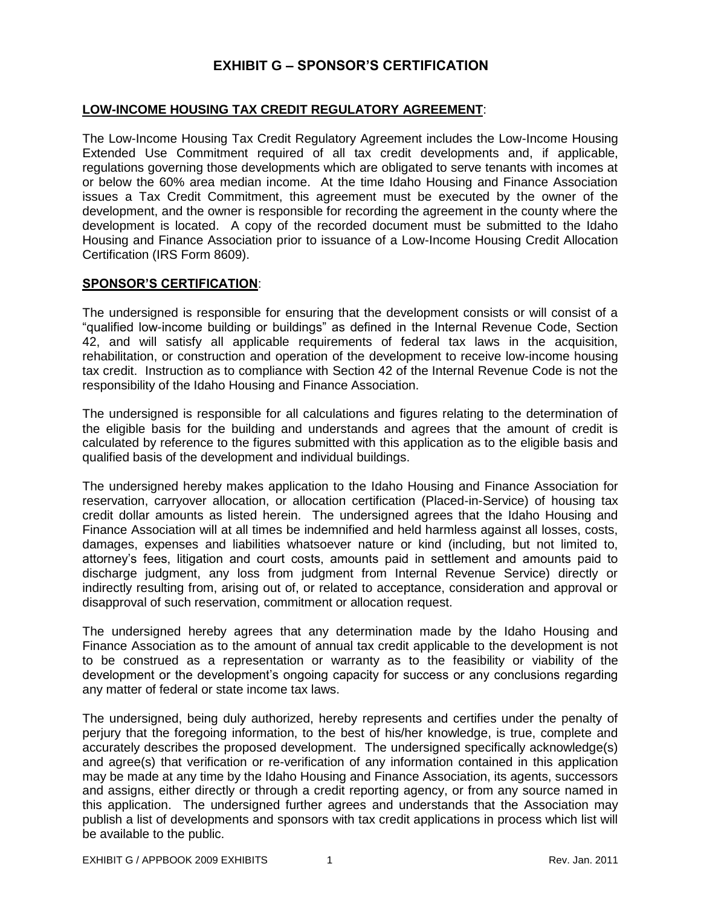# EXHIBIT G – SPONSOR'S CERTIFICATION

## LOW-INCOME HOUSING TAX CREDIT REGULATORY AGREEMENT:

The Low-Income Housing Tax Credit Regulatory Agreement includes the Low-Income Housing Extended Use Commitment required of all tax credit developments and, if applicable, regulations governing those developments which are obligated to serve tenants with incomes at or below the 60% area median income. At the time Idaho Housing and Finance Association issues a Tax Credit Commitment, this agreement must be executed by the owner of the development, and the owner is responsible for recording the agreement in the county where the development is located. A copy of the recorded document must be submitted to the Idaho Housing and Finance Association prior to issuance of a Low-Income Housing Credit Allocation Certification (IRS Form 8609).

## SPONSOR'S CERTIFICATION:

The undersigned is responsible for ensuring that the development consists or will consist of a "qualified low-income building or buildings" as defined in the Internal Revenue Code, Section 42, and will satisfy all applicable requirements of federal tax laws in the acquisition, rehabilitation, or construction and operation of the development to receive low-income housing tax credit. Instruction as to compliance with Section 42 of the Internal Revenue Code is not the responsibility of the Idaho Housing and Finance Association.

The undersigned is responsible for all calculations and figures relating to the determination of the eligible basis for the building and understands and agrees that the amount of credit is calculated by reference to the figures submitted with this application as to the eligible basis and qualified basis of the development and individual buildings.

The undersigned hereby makes application to the Idaho Housing and Finance Association for reservation, carryover allocation, or allocation certification (Placed-in-Service) of housing tax credit dollar amounts as listed herein. The undersigned agrees that the Idaho Housing and Finance Association will at all times be indemnified and held harmless against all losses, costs, damages, expenses and liabilities whatsoever nature or kind (including, but not limited to, attorney's fees, litigation and court costs, amounts paid in settlement and amounts paid to discharge judgment, any loss from judgment from Internal Revenue Service) directly or indirectly resulting from, arising out of, or related to acceptance, consideration and approval or disapproval of such reservation, commitment or allocation request.

The undersigned hereby agrees that any determination made by the Idaho Housing and Finance Association as to the amount of annual tax credit applicable to the development is not to be construed as a representation or warranty as to the feasibility or viability of the development or the development's ongoing capacity for success or any conclusions regarding any matter of federal or state income tax laws.

The undersigned, being duly authorized, hereby represents and certifies under the penalty of perjury that the foregoing information, to the best of his/her knowledge, is true, complete and accurately describes the proposed development. The undersigned specifically acknowledge(s) and agree(s) that verification or re-verification of any information contained in this application may be made at any time by the Idaho Housing and Finance Association, its agents, successors and assigns, either directly or through a credit reporting agency, or from any source named in this application. The undersigned further agrees and understands that the Association may publish a list of developments and sponsors with tax credit applications in process which list will be available to the public.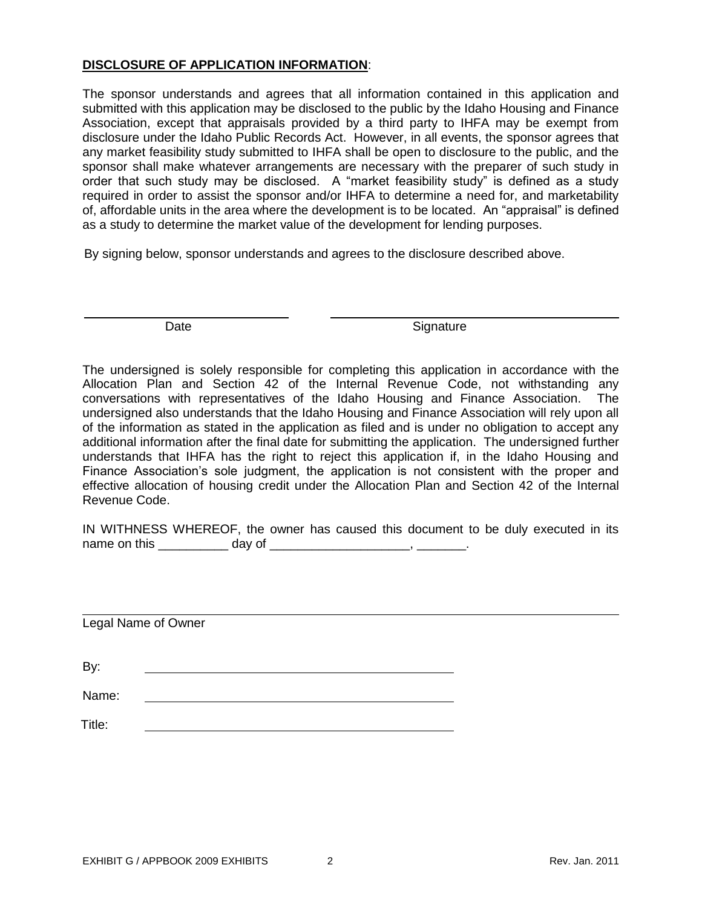**DISCLOSURE OF APPLICATION INFORMATION**:

The sponsor understands and agrees that all information contained in this application and submitted with this application may be disclosed to the public by the Idaho Housing and Finance Association, except that appraisals provided by a third party to IHFA may be exempt from disclosure under the Idaho Public Records Act. However, in all events, the sponsor agrees that any market feasibility study submitted to IHFA shall be open to disclosure to the public, and the sponsor shall make whatever arrangements are necessary with the preparer of such study in order that such study may be disclosed. A "market feasibility study" is defined as a study required in order to assist the sponsor and/or IHFA to determine a need for, and marketability of, affordable units in the area where the development is to be located. An "appraisal" is defined as a study to determine the market value of the development for lending purposes.

By signing below, sponsor understands and agrees to the disclosure described above.

\_\_\_\_\_\_\_\_\_\_\_\_\_\_\_\_\_\_\_\_\_\_\_\_\_\_ \_\_\_\_\_\_\_\_\_\_\_\_\_\_\_\_\_\_\_\_\_\_\_\_\_\_\_\_\_\_\_\_\_\_\_\_\_

Date Signature

The undersigned is solely responsible for completing this application in accordance with the Allocation Plan and Section 42 of the Internal Revenue Code, not withstanding any conversations with representatives of the Idaho Housing and Finance Association. The undersigned also understands that the Idaho Housing and Finance Association will rely upon all of the information as stated in the application as filed and is under no obligation to accept any additional information after the final date for submitting the application. The undersigned further understands that IHFA has the right to reject this application if, in the Idaho Housing and Finance Association's sole judgment, the application is not consistent with the proper and effective allocation of housing credit under the Allocation Plan and Section 42 of the Internal Revenue Code.

IN WITNESS WHEREOF, the owner has caused this document to be duly executed in its name on this __________ day of ____________________, _______.

\_\_\_\_\_\_\_\_\_\_\_\_\_\_\_\_\_\_\_\_\_\_\_\_\_\_\_\_\_\_\_\_\_\_\_\_\_\_\_\_\_\_\_\_\_\_\_\_\_\_\_\_\_\_\_\_\_\_\_\_\_\_

Legal Name of Owner

By: \_\_\_\_\_\_\_\_\_\_\_\_\_\_\_\_\_\_\_\_\_\_\_\_\_\_\_\_\_\_\_\_\_\_\_\_

Name: \_\_\_\_\_\_\_\_\_\_\_\_\_\_\_\_\_\_\_\_\_\_\_\_\_\_\_\_\_\_\_\_\_\_\_\_

Title: \_\_\_\_\_\_\_\_\_\_\_\_\_\_\_\_\_\_\_\_\_\_\_\_\_\_\_\_\_\_\_\_\_\_\_\_